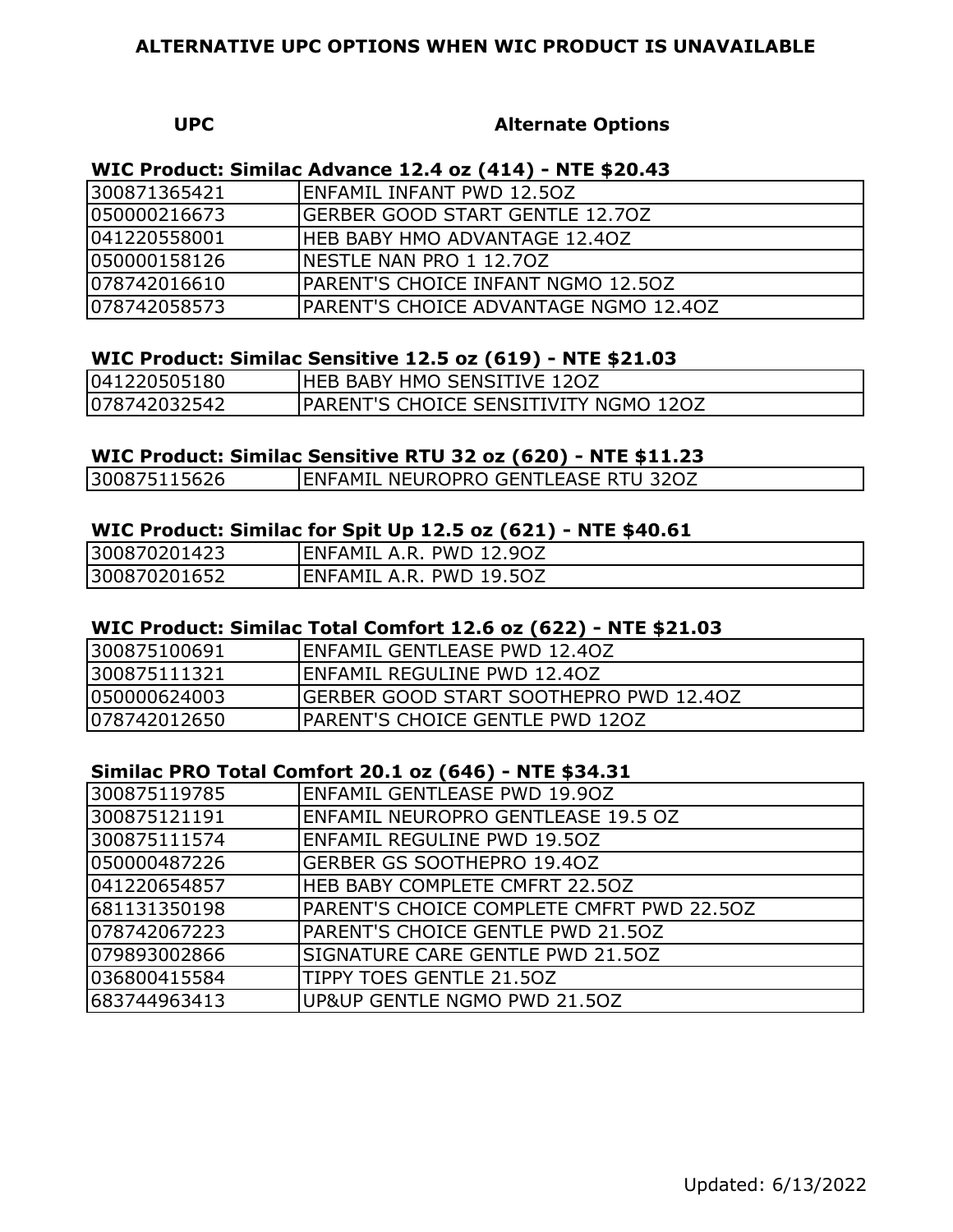# ALTERNATIVE UPC OPTIONS WHEN WIC PRODUCT IS UNAVAILABLE

| UPC | Alternate Options |
|---|---|

### WIC Product: Similac Advance 12.4 oz (414) - NTE $20.43

| UPC | Alternate Options |
|---|---|
| 300871365421 | ENFAMIL INFANT PWD 12.5OZ |
| 050000216673 | GERBER GOOD START GENTLE 12.7OZ |
| 041220558001 | HEB BABY HMO ADVANTAGE 12.4OZ |
| 050000158126 | NESTLE NAN PRO 1 12.7OZ |
| 078742016610 | PARENT'S CHOICE INFANT NGMO 12.5OZ |
| 078742058573 | PARENT'S CHOICE ADVANTAGE NGMO 12.4OZ |

### WIC Product: Similac Sensitive 12.5 oz (619) - NTE $21.03

| UPC | Alternate Options |
|---|---|
| 041220505180 | HEB BABY HMO SENSITIVE 12OZ |
| 078742032542 | PARENT'S CHOICE SENSITIVITY NGMO 12OZ |

### WIC Product: Similac Sensitive RTU 32 oz (620) - NTE $11.23

| UPC | Alternate Options |
|---|---|
| 300875115626 | ENFAMIL NEUROPRO GENTLEASE RTU 32OZ |

### WIC Product: Similac for Spit Up 12.5 oz (621) - NTE $40.61

| UPC | Alternate Options |
|---|---|
| 300870201423 | ENFAMIL A.R. PWD 12.9OZ |
| 300870201652 | ENFAMIL A.R. PWD 19.5OZ |

### WIC Product: Similac Total Comfort 12.6 oz (622) - NTE $21.03

| UPC | Alternate Options |
|---|---|
| 300875100691 | ENFAMIL GENTLEASE PWD 12.4OZ |
| 300875111321 | ENFAMIL REGULINE PWD 12.4OZ |
| 050000624003 | GERBER GOOD START SOOTHEPRO PWD 12.4OZ |
| 078742012650 | PARENT'S CHOICE GENTLE PWD 12OZ |

### Similac PRO Total Comfort 20.1 oz (646) - NTE $34.31

| UPC | Alternate Options |
|---|---|
| 300875119785 | ENFAMIL GENTLEASE PWD 19.9OZ |
| 300875121191 | ENFAMIL NEUROPRO GENTLEASE 19.5 OZ |
| 300875111574 | ENFAMIL REGULINE PWD 19.5OZ |
| 050000487226 | GERBER GS SOOTHEPRO 19.4OZ |
| 041220654857 | HEB BABY COMPLETE CMFRT 22.5OZ |
| 681131350198 | PARENT'S CHOICE COMPLETE CMFRT PWD 22.5OZ |
| 078742067223 | PARENT'S CHOICE GENTLE PWD 21.5OZ |
| 079893002866 | SIGNATURE CARE GENTLE PWD 21.5OZ |
| 036800415584 | TIPPY TOES GENTLE 21.5OZ |
| 683744963413 | UP&UP GENTLE NGMO PWD 21.5OZ |

Updated: 6/13/2022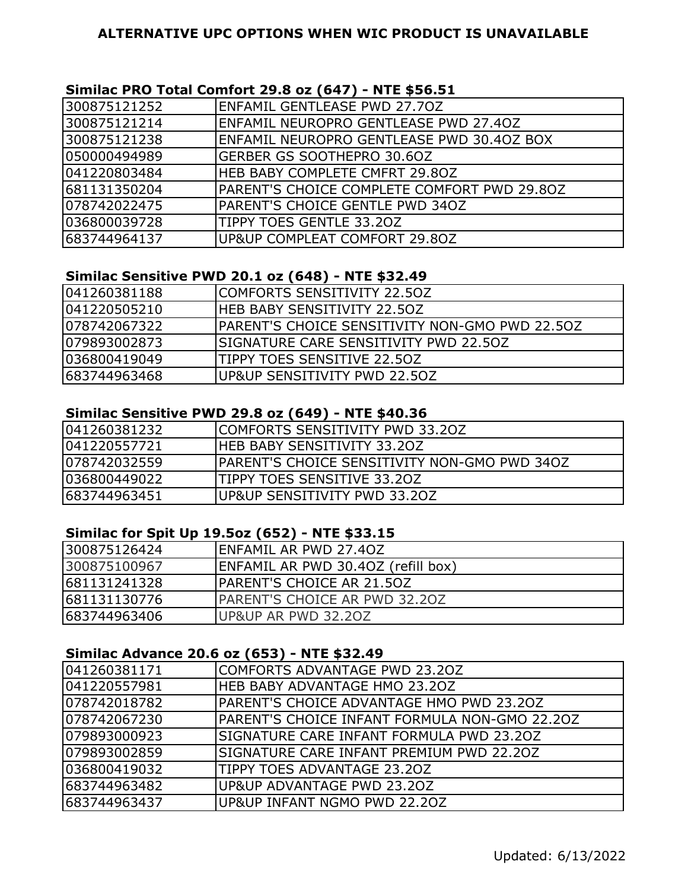# ALTERNATIVE UPC OPTIONS WHEN WIC PRODUCT IS UNAVAILABLE

### Similac PRO Total Comfort 29.8 oz (647) - NTE $56.51

| UPC | Product |
|---|---|
| 300875121252 | ENFAMIL GENTLEASE PWD 27.7OZ |
| 300875121214 | ENFAMIL NEUROPRO GENTLEASE PWD 27.4OZ |
| 300875121238 | ENFAMIL NEUROPRO GENTLEASE PWD 30.4OZ BOX |
| 050000494989 | GERBER GS SOOTHEPRO 30.6OZ |
| 041220803484 | HEB BABY COMPLETE CMFRT 29.8OZ |
| 681131350204 | PARENT'S CHOICE COMPLETE COMFORT PWD 29.8OZ |
| 078742022475 | PARENT'S CHOICE GENTLE PWD 34OZ |
| 036800039728 | TIPPY TOES GENTLE 33.2OZ |
| 683744964137 | UP&UP COMPLEAT COMFORT 29.8OZ |

### Similac Sensitive PWD 20.1 oz (648) - NTE $32.49

| UPC | Product |
|---|---|
| 041260381188 | COMFORTS SENSITIVITY 22.5OZ |
| 041220505210 | HEB BABY SENSITIVITY 22.5OZ |
| 078742067322 | PARENT'S CHOICE SENSITIVITY NON-GMO PWD 22.5OZ |
| 079893002873 | SIGNATURE CARE SENSITIVITY PWD 22.5OZ |
| 036800419049 | TIPPY TOES SENSITIVE 22.5OZ |
| 683744963468 | UP&UP SENSITIVITY PWD 22.5OZ |

### Similac Sensitive PWD 29.8 oz (649) - NTE $40.36

| UPC | Product |
|---|---|
| 041260381232 | COMFORTS SENSITIVITY PWD 33.2OZ |
| 041220557721 | HEB BABY SENSITIVITY 33.2OZ |
| 078742032559 | PARENT'S CHOICE SENSITIVITY NON-GMO PWD 34OZ |
| 036800449022 | TIPPY TOES SENSITIVE 33.2OZ |
| 683744963451 | UP&UP SENSITIVITY PWD 33.2OZ |

### Similac for Spit Up 19.5oz (652) - NTE $33.15

| UPC | Product |
|---|---|
| 300875126424 | ENFAMIL AR PWD 27.4OZ |
| 300875100967 | ENFAMIL AR PWD 30.4OZ (refill box) |
| 681131241328 | PARENT'S CHOICE AR 21.5OZ |
| 681131130776 | PARENT'S CHOICE AR PWD 32.2OZ |
| 683744963406 | UP&UP AR PWD 32.2OZ |

### Similac Advance 20.6 oz (653) - NTE $32.49

| UPC | Product |
|---|---|
| 041260381171 | COMFORTS ADVANTAGE PWD 23.2OZ |
| 041220557981 | HEB BABY ADVANTAGE HMO 23.2OZ |
| 078742018782 | PARENT'S CHOICE ADVANTAGE HMO PWD 23.2OZ |
| 078742067230 | PARENT'S CHOICE INFANT FORMULA NON-GMO 22.2OZ |
| 079893000923 | SIGNATURE CARE INFANT FORMULA PWD 23.2OZ |
| 079893002859 | SIGNATURE CARE INFANT PREMIUM PWD 22.2OZ |
| 036800419032 | TIPPY TOES ADVANTAGE 23.2OZ |
| 683744963482 | UP&UP ADVANTAGE PWD 23.2OZ |
| 683744963437 | UP&UP INFANT NGMO PWD 22.2OZ |

Updated: 6/13/2022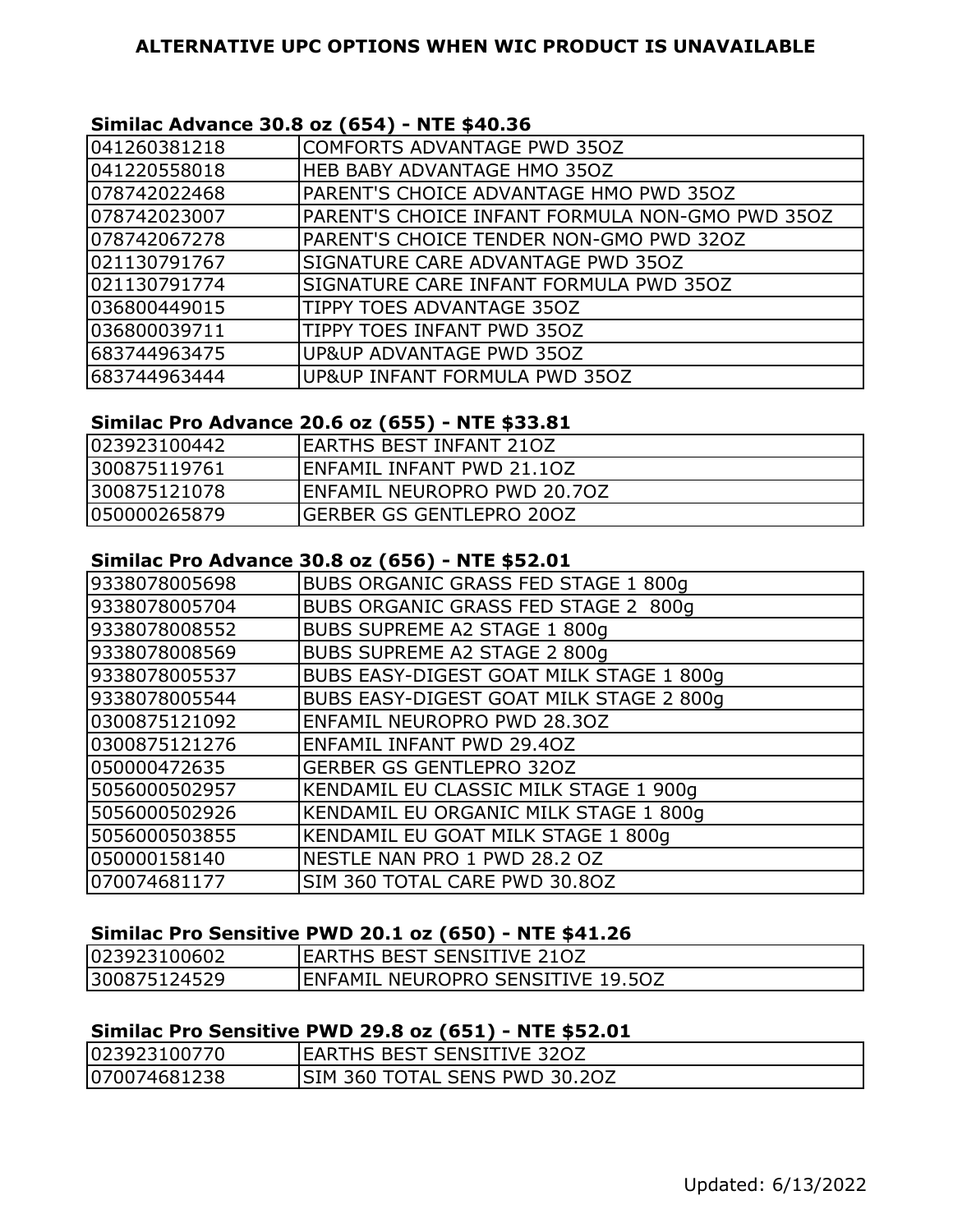# ALTERNATIVE UPC OPTIONS WHEN WIC PRODUCT IS UNAVAILABLE

### Similac Advance 30.8 oz (654) - NTE $40.36

| | |
|---|---|
| 041260381218 | COMFORTS ADVANTAGE PWD 35OZ |
| 041220558018 | HEB BABY ADVANTAGE HMO 35OZ |
| 078742022468 | PARENT'S CHOICE ADVANTAGE HMO PWD 35OZ |
| 078742023007 | PARENT'S CHOICE INFANT FORMULA NON-GMO PWD 35OZ |
| 078742067278 | PARENT'S CHOICE TENDER NON-GMO PWD 32OZ |
| 021130791767 | SIGNATURE CARE ADVANTAGE PWD 35OZ |
| 021130791774 | SIGNATURE CARE INFANT FORMULA PWD 35OZ |
| 036800449015 | TIPPY TOES ADVANTAGE 35OZ |
| 036800039711 | TIPPY TOES INFANT PWD 35OZ |
| 683744963475 | UP&UP ADVANTAGE PWD 35OZ |
| 683744963444 | UP&UP INFANT FORMULA PWD 35OZ |

### Similac Pro Advance 20.6 oz (655) - NTE $33.81

| | |
|---|---|
| 023923100442 | EARTHS BEST INFANT 21OZ |
| 300875119761 | ENFAMIL INFANT PWD 21.1OZ |
| 300875121078 | ENFAMIL NEUROPRO PWD 20.7OZ |
| 050000265879 | GERBER GS GENTLEPRO 20OZ |

### Similac Pro Advance 30.8 oz (656) - NTE $52.01

| | |
|---|---|
| 9338078005698 | BUBS ORGANIC GRASS FED STAGE 1 800g |
| 9338078005704 | BUBS ORGANIC GRASS FED STAGE 2 800g |
| 9338078008552 | BUBS SUPREME A2 STAGE 1 800g |
| 9338078008569 | BUBS SUPREME A2 STAGE 2 800g |
| 9338078005537 | BUBS EASY-DIGEST GOAT MILK STAGE 1 800g |
| 9338078005544 | BUBS EASY-DIGEST GOAT MILK STAGE 2 800g |
| 0300875121092 | ENFAMIL NEUROPRO PWD 28.3OZ |
| 0300875121276 | ENFAMIL INFANT PWD 29.4OZ |
| 050000472635 | GERBER GS GENTLEPRO 32OZ |
| 5056000502957 | KENDAMIL EU CLASSIC MILK STAGE 1 900g |
| 5056000502926 | KENDAMIL EU ORGANIC MILK STAGE 1 800g |
| 5056000503855 | KENDAMIL EU GOAT MILK STAGE 1 800g |
| 050000158140 | NESTLE NAN PRO 1 PWD 28.2 OZ |
| 070074681177 | SIM 360 TOTAL CARE PWD 30.8OZ |

### Similac Pro Sensitive PWD 20.1 oz (650) - NTE $41.26

| | |
|---|---|
| 023923100602 | EARTHS BEST SENSITIVE 21OZ |
| 300875124529 | ENFAMIL NEUROPRO SENSITIVE 19.5OZ |

### Similac Pro Sensitive PWD 29.8 oz (651) - NTE $52.01

| | |
|---|---|
| 023923100770 | EARTHS BEST SENSITIVE 32OZ |
| 070074681238 | SIM 360 TOTAL SENS PWD 30.2OZ |

Updated: 6/13/2022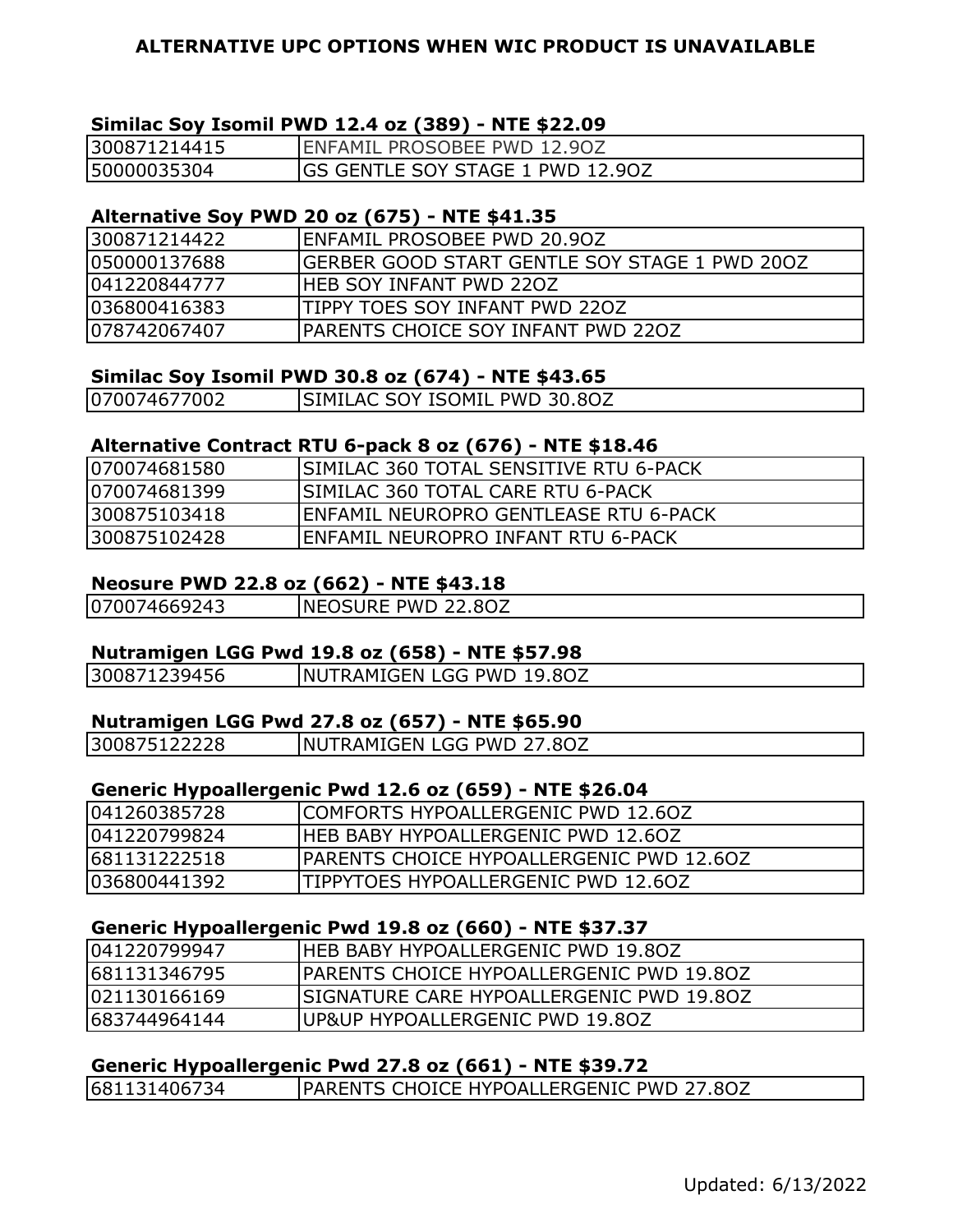## ALTERNATIVE UPC OPTIONS WHEN WIC PRODUCT IS UNAVAILABLE

### Similac Soy Isomil PWD 12.4 oz (389) - NTE $22.09

| | |
|---|---|
| 300871214415 | ENFAMIL PROSOBEE PWD 12.9OZ |
| 50000035304 | GS GENTLE SOY STAGE 1 PWD 12.9OZ |

### Alternative Soy PWD 20 oz (675) - NTE $41.35

| | |
|---|---|
| 300871214422 | ENFAMIL PROSOBEE PWD 20.9OZ |
| 050000137688 | GERBER GOOD START GENTLE SOY STAGE 1 PWD 20OZ |
| 041220844777 | HEB SOY INFANT PWD 22OZ |
| 036800416383 | TIPPY TOES SOY INFANT PWD 22OZ |
| 078742067407 | PARENTS CHOICE SOY INFANT PWD 22OZ |

### Similac Soy Isomil PWD 30.8 oz (674) - NTE $43.65

| | |
|---|---|
| 070074677002 | SIMILAC SOY ISOMIL PWD 30.8OZ |

### Alternative Contract RTU 6-pack 8 oz (676) - NTE $18.46

| | |
|---|---|
| 070074681580 | SIMILAC 360 TOTAL SENSITIVE RTU 6-PACK |
| 070074681399 | SIMILAC 360 TOTAL CARE RTU 6-PACK |
| 300875103418 | ENFAMIL NEUROPRO GENTLEASE RTU 6-PACK |
| 300875102428 | ENFAMIL NEUROPRO INFANT RTU 6-PACK |

### Neosure PWD 22.8 oz (662) - NTE $43.18

| | |
|---|---|
| 070074669243 | NEOSURE PWD 22.8OZ |

### Nutramigen LGG Pwd 19.8 oz (658) - NTE $57.98

| | |
|---|---|
| 300871239456 | NUTRAMIGEN LGG PWD 19.8OZ |

### Nutramigen LGG Pwd 27.8 oz (657) - NTE $65.90

| | |
|---|---|
| 300875122228 | NUTRAMIGEN LGG PWD 27.8OZ |

### Generic Hypoallergenic Pwd 12.6 oz (659) - NTE $26.04

| | |
|---|---|
| 041260385728 | COMFORTS HYPOALLERGENIC PWD 12.6OZ |
| 041220799824 | HEB BABY HYPOALLERGENIC PWD 12.6OZ |
| 681131222518 | PARENTS CHOICE HYPOALLERGENIC PWD 12.6OZ |
| 036800441392 | TIPPYTOES HYPOALLERGENIC PWD 12.6OZ |

### Generic Hypoallergenic Pwd 19.8 oz (660) - NTE $37.37

| | |
|---|---|
| 041220799947 | HEB BABY HYPOALLERGENIC PWD 19.8OZ |
| 681131346795 | PARENTS CHOICE HYPOALLERGENIC PWD 19.8OZ |
| 021130166169 | SIGNATURE CARE HYPOALLERGENIC PWD 19.8OZ |
| 683744964144 | UP&UP HYPOALLERGENIC PWD 19.8OZ |

### Generic Hypoallergenic Pwd 27.8 oz (661) - NTE $39.72

| | |
|---|---|
| 681131406734 | PARENTS CHOICE HYPOALLERGENIC PWD 27.8OZ |

Updated: 6/13/2022